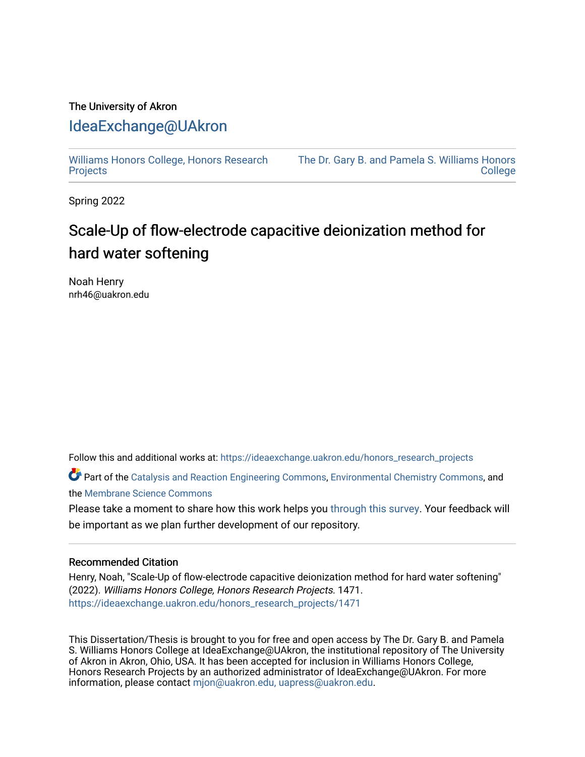The University of Akron

# IdeaExchange@UAkron

Williams Honors College, Honors Research Projects | The Dr. Gary B. and Pamela S. Williams Honors College

Spring 2022

## Scale-Up of flow-electrode capacitive deionization method for hard water softening

Noah Henry
nrh46@uakron.edu

Follow this and additional works at: https://ideaexchange.uakron.edu/honors_research_projects

Part of the Catalysis and Reaction Engineering Commons, Environmental Chemistry Commons, and the Membrane Science Commons

Please take a moment to share how this work helps you through this survey. Your feedback will be important as we plan further development of our repository.

### Recommended Citation

Henry, Noah, "Scale-Up of flow-electrode capacitive deionization method for hard water softening" (2022). *Williams Honors College, Honors Research Projects*. 1471.
https://ideaexchange.uakron.edu/honors_research_projects/1471

This Dissertation/Thesis is brought to you for free and open access by The Dr. Gary B. and Pamela S. Williams Honors College at IdeaExchange@UAkron, the institutional repository of The University of Akron in Akron, Ohio, USA. It has been accepted for inclusion in Williams Honors College, Honors Research Projects by an authorized administrator of IdeaExchange@UAkron. For more information, please contact mjon@uakron.edu, uapress@uakron.edu.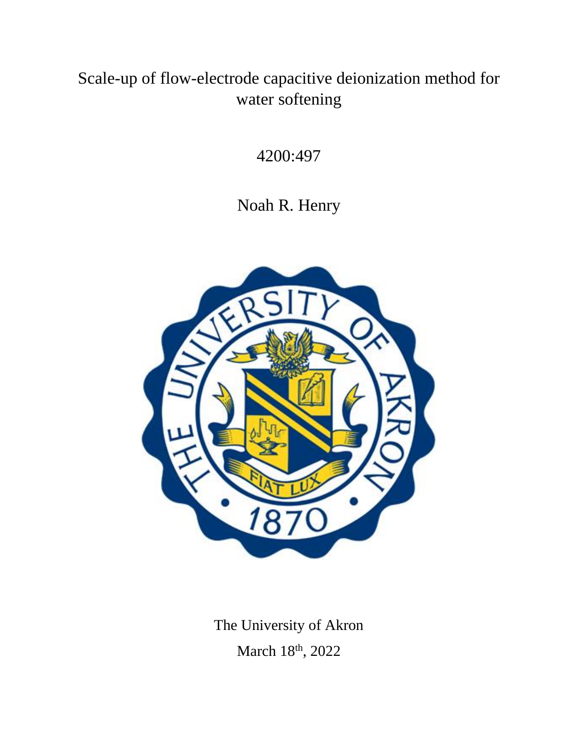# Scale-up of flow-electrode capacitive deionization method for water softening

4200:497

Noah R. Henry

The University of Akron

March 18th, 2022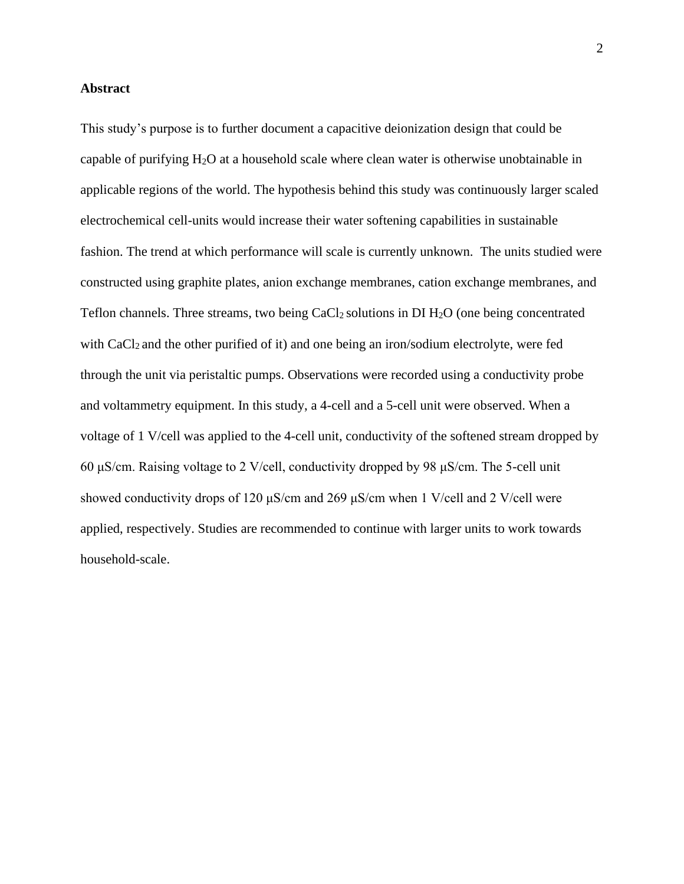## Abstract

This study's purpose is to further document a capacitive deionization design that could be capable of purifying $H_2O$ at a household scale where clean water is otherwise unobtainable in applicable regions of the world. The hypothesis behind this study was continuously larger scaled electrochemical cell-units would increase their water softening capabilities in sustainable fashion. The trend at which performance will scale is currently unknown. The units studied were constructed using graphite plates, anion exchange membranes, cation exchange membranes, and Teflon channels. Three streams, two being $CaCl_2$ solutions in DI $H_2O$ (one being concentrated with $CaCl_2$ and the other purified of it) and one being an iron/sodium electrolyte, were fed through the unit via peristaltic pumps. Observations were recorded using a conductivity probe and voltammetry equipment. In this study, a 4-cell and a 5-cell unit were observed. When a voltage of 1 V/cell was applied to the 4-cell unit, conductivity of the softened stream dropped by 60 μS/cm. Raising voltage to 2 V/cell, conductivity dropped by 98 μS/cm. The 5-cell unit showed conductivity drops of 120 μS/cm and 269 μS/cm when 1 V/cell and 2 V/cell were applied, respectively. Studies are recommended to continue with larger units to work towards household-scale.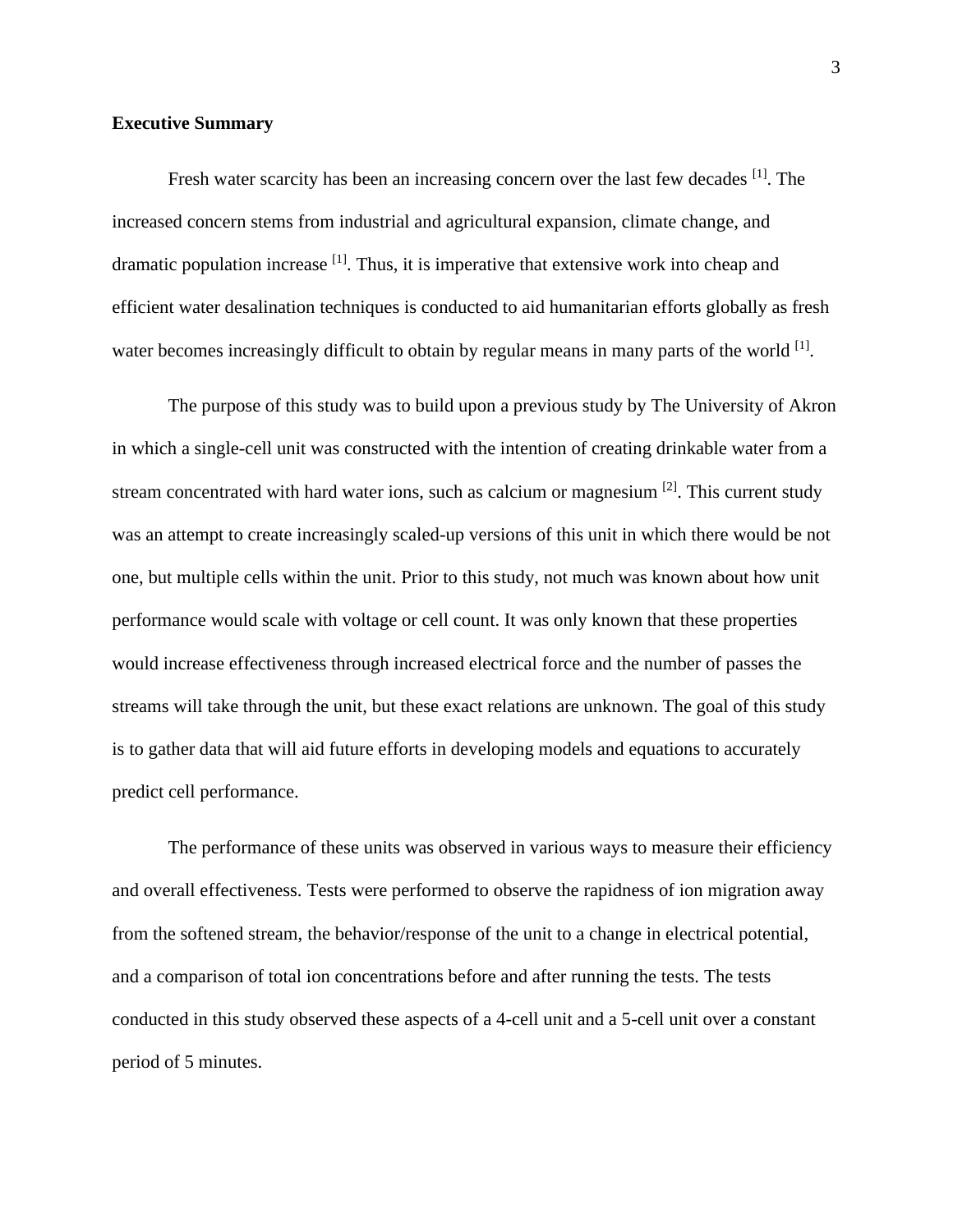## Executive Summary

Fresh water scarcity has been an increasing concern over the last few decades [1]. The increased concern stems from industrial and agricultural expansion, climate change, and dramatic population increase [1]. Thus, it is imperative that extensive work into cheap and efficient water desalination techniques is conducted to aid humanitarian efforts globally as fresh water becomes increasingly difficult to obtain by regular means in many parts of the world [1].

The purpose of this study was to build upon a previous study by The University of Akron in which a single-cell unit was constructed with the intention of creating drinkable water from a stream concentrated with hard water ions, such as calcium or magnesium [2]. This current study was an attempt to create increasingly scaled-up versions of this unit in which there would be not one, but multiple cells within the unit. Prior to this study, not much was known about how unit performance would scale with voltage or cell count. It was only known that these properties would increase effectiveness through increased electrical force and the number of passes the streams will take through the unit, but these exact relations are unknown. The goal of this study is to gather data that will aid future efforts in developing models and equations to accurately predict cell performance.

The performance of these units was observed in various ways to measure their efficiency and overall effectiveness. Tests were performed to observe the rapidness of ion migration away from the softened stream, the behavior/response of the unit to a change in electrical potential, and a comparison of total ion concentrations before and after running the tests. The tests conducted in this study observed these aspects of a 4-cell unit and a 5-cell unit over a constant period of 5 minutes.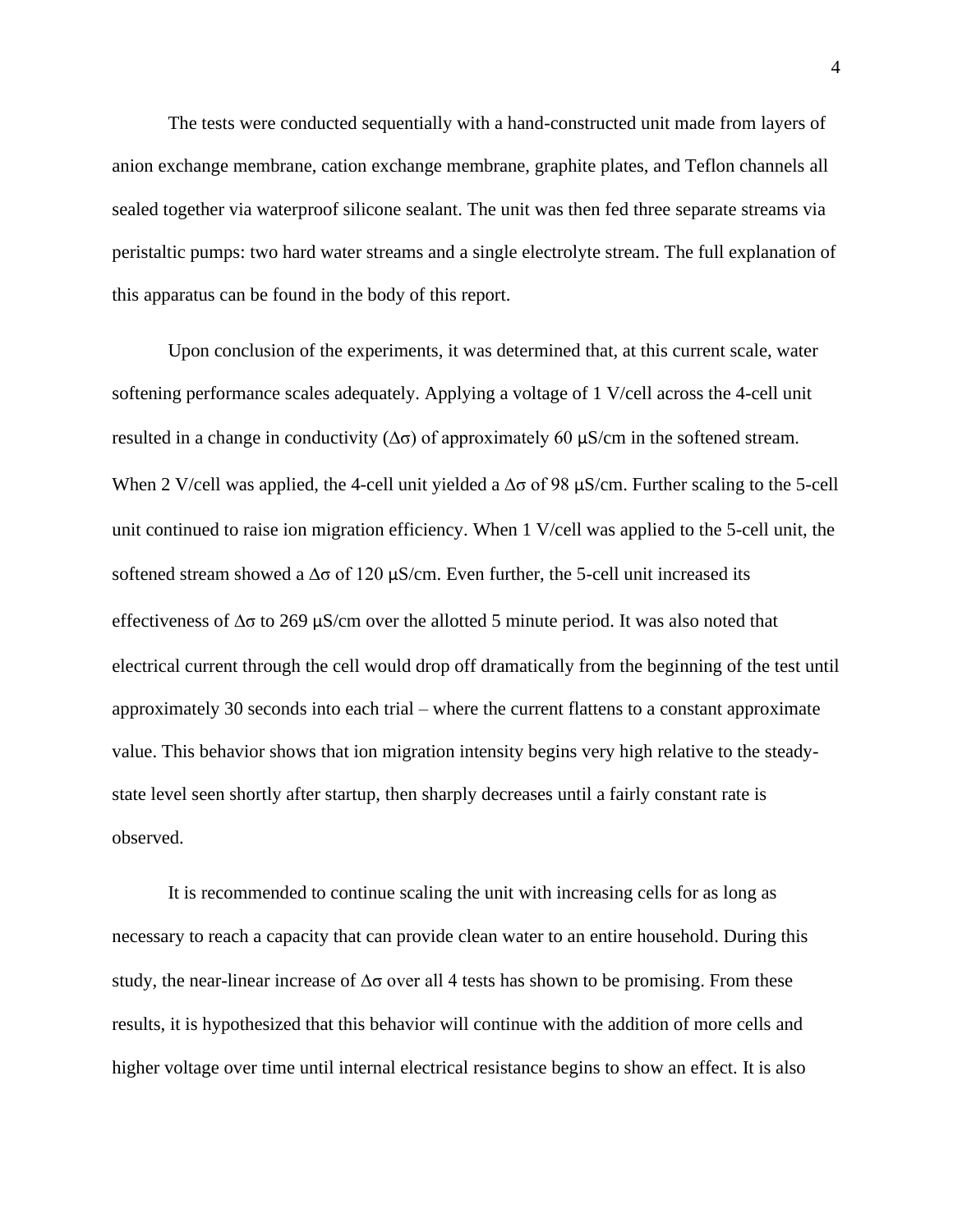The tests were conducted sequentially with a hand-constructed unit made from layers of anion exchange membrane, cation exchange membrane, graphite plates, and Teflon channels all sealed together via waterproof silicone sealant. The unit was then fed three separate streams via peristaltic pumps: two hard water streams and a single electrolyte stream. The full explanation of this apparatus can be found in the body of this report.

Upon conclusion of the experiments, it was determined that, at this current scale, water softening performance scales adequately. Applying a voltage of 1 V/cell across the 4-cell unit resulted in a change in conductivity ($\Delta\sigma$) of approximately 60 μS/cm in the softened stream. When 2 V/cell was applied, the 4-cell unit yielded a $\Delta\sigma$ of 98 μS/cm. Further scaling to the 5-cell unit continued to raise ion migration efficiency. When 1 V/cell was applied to the 5-cell unit, the softened stream showed a $\Delta\sigma$ of 120 μS/cm. Even further, the 5-cell unit increased its effectiveness of $\Delta\sigma$ to 269 μS/cm over the allotted 5 minute period. It was also noted that electrical current through the cell would drop off dramatically from the beginning of the test until approximately 30 seconds into each trial – where the current flattens to a constant approximate value. This behavior shows that ion migration intensity begins very high relative to the steady-state level seen shortly after startup, then sharply decreases until a fairly constant rate is observed.

It is recommended to continue scaling the unit with increasing cells for as long as necessary to reach a capacity that can provide clean water to an entire household. During this study, the near-linear increase of $\Delta\sigma$ over all 4 tests has shown to be promising. From these results, it is hypothesized that this behavior will continue with the addition of more cells and higher voltage over time until internal electrical resistance begins to show an effect. It is also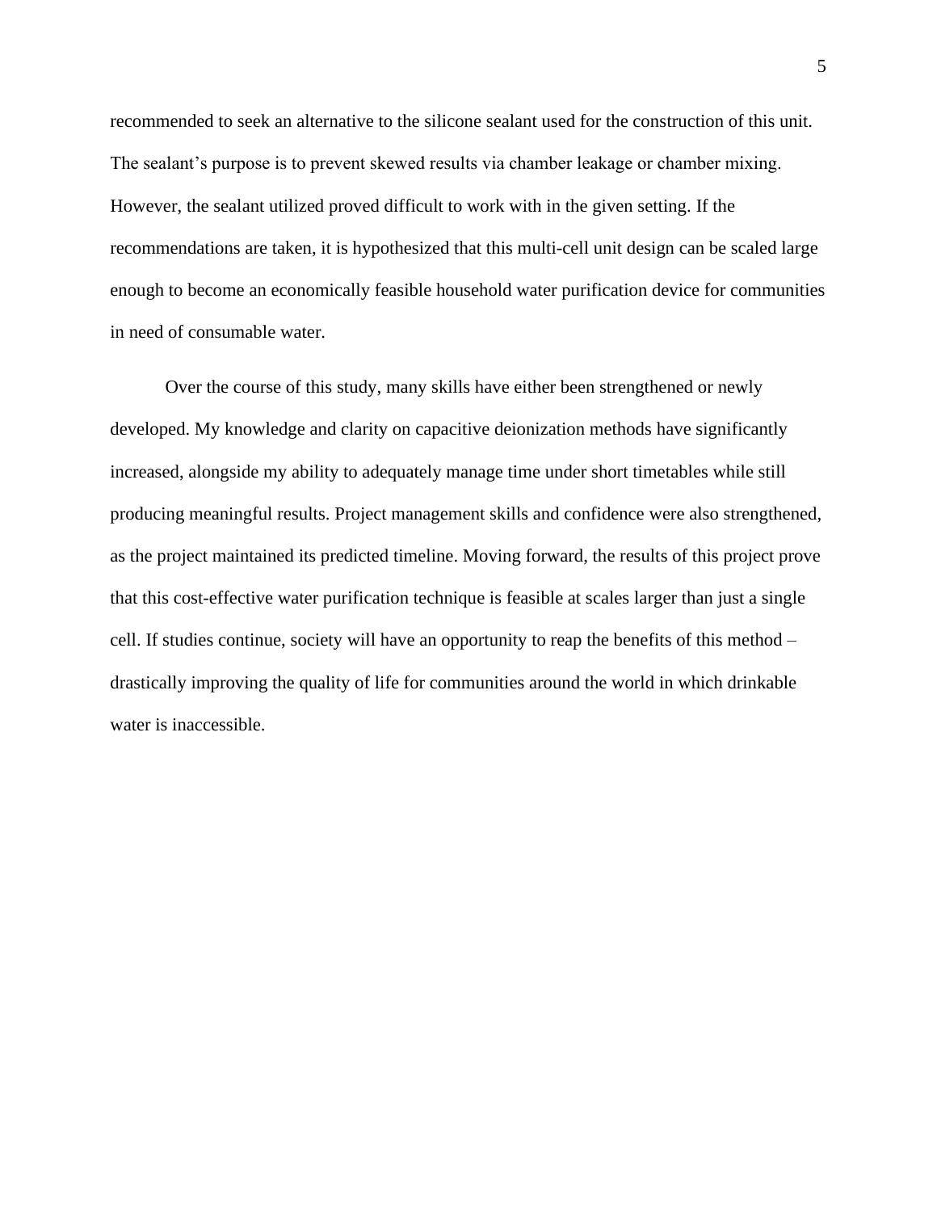recommended to seek an alternative to the silicone sealant used for the construction of this unit. The sealant's purpose is to prevent skewed results via chamber leakage or chamber mixing. However, the sealant utilized proved difficult to work with in the given setting. If the recommendations are taken, it is hypothesized that this multi-cell unit design can be scaled large enough to become an economically feasible household water purification device for communities in need of consumable water.

Over the course of this study, many skills have either been strengthened or newly developed. My knowledge and clarity on capacitive deionization methods have significantly increased, alongside my ability to adequately manage time under short timetables while still producing meaningful results. Project management skills and confidence were also strengthened, as the project maintained its predicted timeline. Moving forward, the results of this project prove that this cost-effective water purification technique is feasible at scales larger than just a single cell. If studies continue, society will have an opportunity to reap the benefits of this method – drastically improving the quality of life for communities around the world in which drinkable water is inaccessible.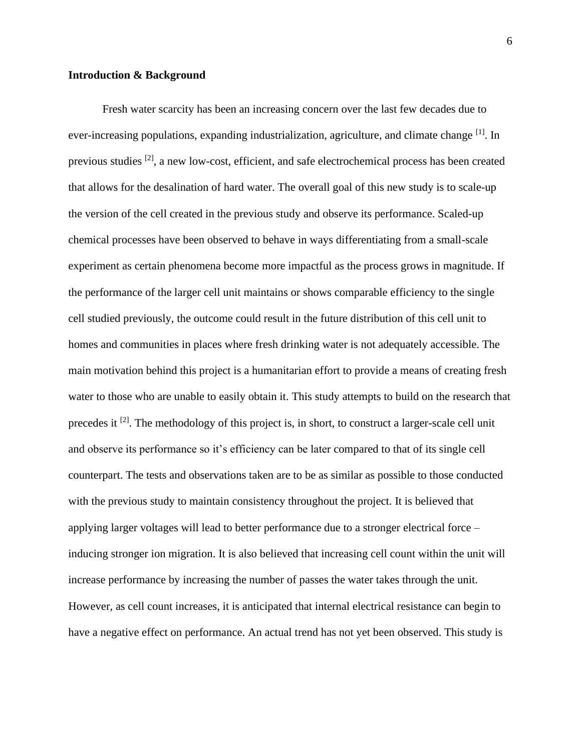**Introduction & Background**

Fresh water scarcity has been an increasing concern over the last few decades due to ever-increasing populations, expanding industrialization, agriculture, and climate change [1]. In previous studies [2], a new low-cost, efficient, and safe electrochemical process has been created that allows for the desalination of hard water. The overall goal of this new study is to scale-up the version of the cell created in the previous study and observe its performance. Scaled-up chemical processes have been observed to behave in ways differentiating from a small-scale experiment as certain phenomena become more impactful as the process grows in magnitude. If the performance of the larger cell unit maintains or shows comparable efficiency to the single cell studied previously, the outcome could result in the future distribution of this cell unit to homes and communities in places where fresh drinking water is not adequately accessible. The main motivation behind this project is a humanitarian effort to provide a means of creating fresh water to those who are unable to easily obtain it. This study attempts to build on the research that precedes it [2]. The methodology of this project is, in short, to construct a larger-scale cell unit and observe its performance so it's efficiency can be later compared to that of its single cell counterpart. The tests and observations taken are to be as similar as possible to those conducted with the previous study to maintain consistency throughout the project. It is believed that applying larger voltages will lead to better performance due to a stronger electrical force – inducing stronger ion migration. It is also believed that increasing cell count within the unit will increase performance by increasing the number of passes the water takes through the unit. However, as cell count increases, it is anticipated that internal electrical resistance can begin to have a negative effect on performance. An actual trend has not yet been observed. This study is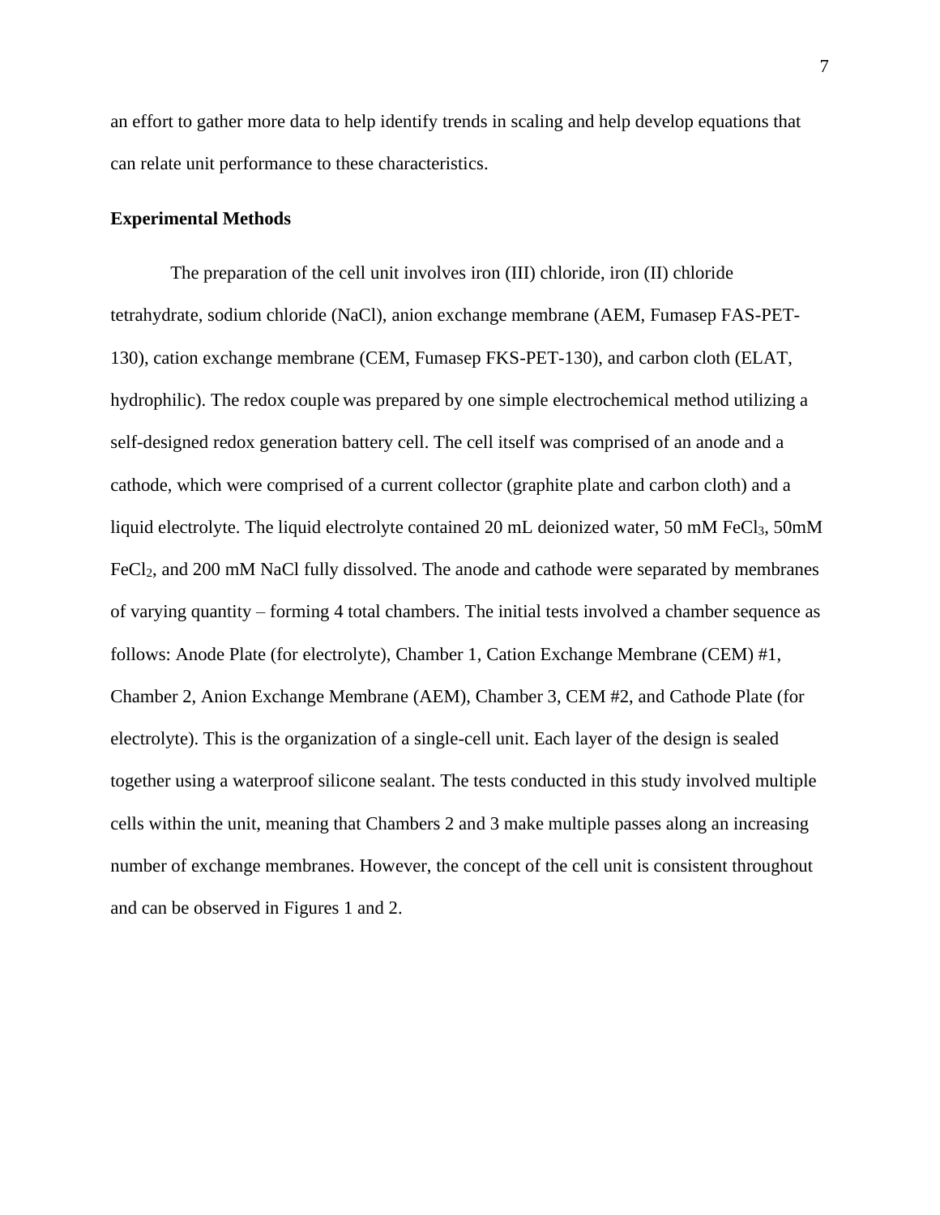an effort to gather more data to help identify trends in scaling and help develop equations that can relate unit performance to these characteristics.

## Experimental Methods

The preparation of the cell unit involves iron (III) chloride, iron (II) chloride tetrahydrate, sodium chloride (NaCl), anion exchange membrane (AEM, Fumasep FAS-PET-130), cation exchange membrane (CEM, Fumasep FKS-PET-130), and carbon cloth (ELAT, hydrophilic). The redox couple was prepared by one simple electrochemical method utilizing a self-designed redox generation battery cell. The cell itself was comprised of an anode and a cathode, which were comprised of a current collector (graphite plate and carbon cloth) and a liquid electrolyte. The liquid electrolyte contained 20 mL deionized water, 50 mM $FeCl_3$, 50mM $FeCl_2$, and 200 mM NaCl fully dissolved. The anode and cathode were separated by membranes of varying quantity – forming 4 total chambers. The initial tests involved a chamber sequence as follows: Anode Plate (for electrolyte), Chamber 1, Cation Exchange Membrane (CEM) #1, Chamber 2, Anion Exchange Membrane (AEM), Chamber 3, CEM #2, and Cathode Plate (for electrolyte). This is the organization of a single-cell unit. Each layer of the design is sealed together using a waterproof silicone sealant. The tests conducted in this study involved multiple cells within the unit, meaning that Chambers 2 and 3 make multiple passes along an increasing number of exchange membranes. However, the concept of the cell unit is consistent throughout and can be observed in Figures 1 and 2.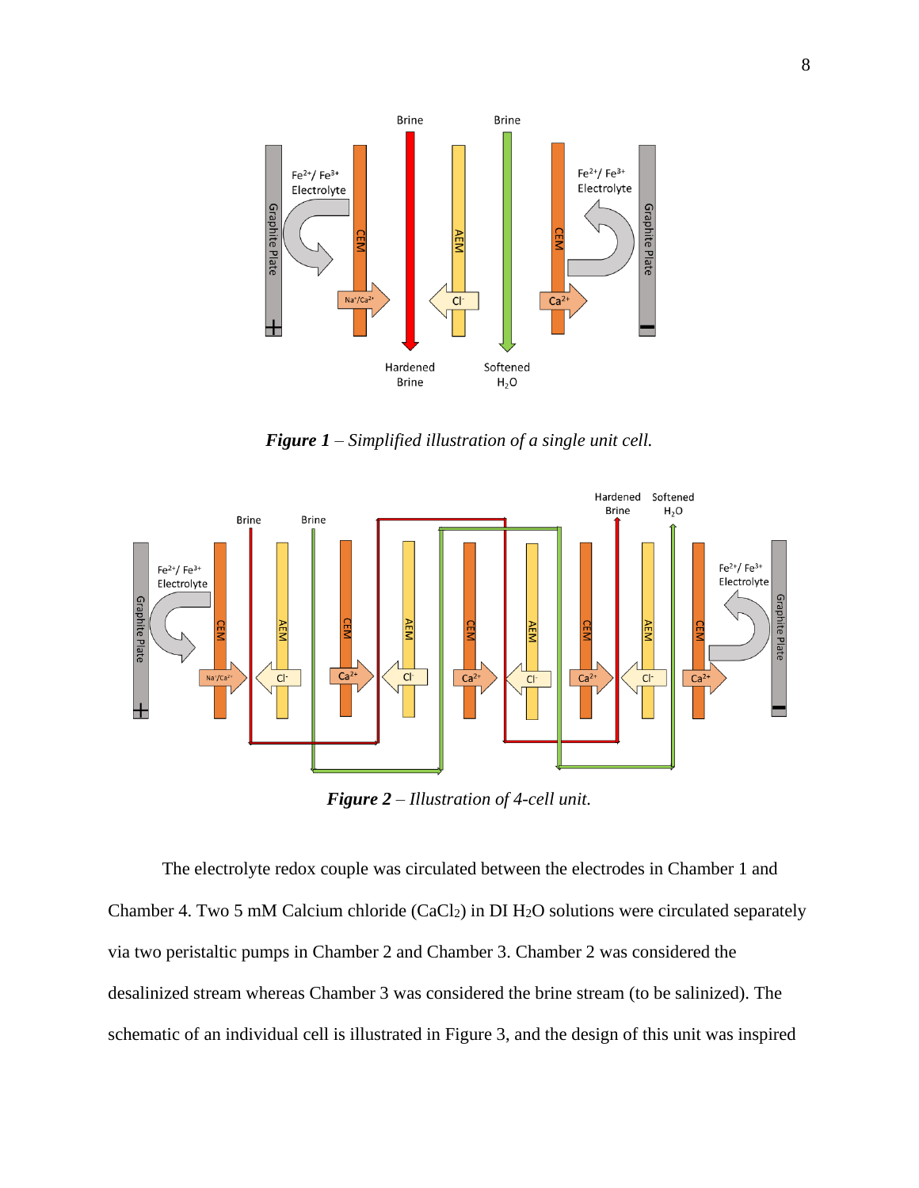*Figure 1 – Simplified illustration of a single unit cell.*

*Figure 2 – Illustration of 4-cell unit.*

The electrolyte redox couple was circulated between the electrodes in Chamber 1 and Chamber 4. Two 5 mM Calcium chloride ($CaCl_2$) in DI $H_2O$ solutions were circulated separately via two peristaltic pumps in Chamber 2 and Chamber 3. Chamber 2 was considered the desalinized stream whereas Chamber 3 was considered the brine stream (to be salinized). The schematic of an individual cell is illustrated in Figure 3, and the design of this unit was inspired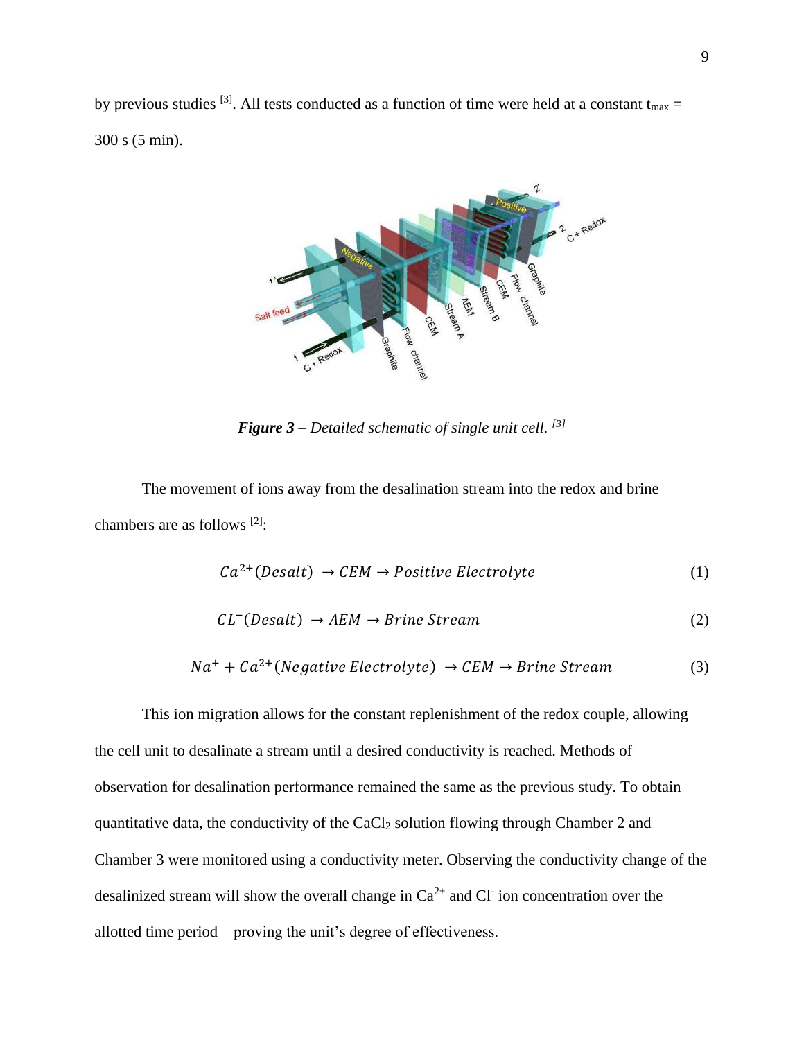by previous studies [3]. All tests conducted as a function of time were held at a constant $t_{max}$ = 300 s (5 min).

*__Figure 3__ – Detailed schematic of single unit cell.* [3]

The movement of ions away from the desalination stream into the redox and brine chambers are as follows [2]:

$$Ca^{2+}(Desalt) \rightarrow CEM \rightarrow Positive\ Electrolyte \tag{1}$$

$$CL^{-}(Desalt) \rightarrow AEM \rightarrow Brine\ Stream \tag{2}$$

$$Na^{+} + Ca^{2+}(Negative\ Electrolyte) \rightarrow CEM \rightarrow Brine\ Stream \tag{3}$$

This ion migration allows for the constant replenishment of the redox couple, allowing the cell unit to desalinate a stream until a desired conductivity is reached. Methods of observation for desalination performance remained the same as the previous study. To obtain quantitative data, the conductivity of the $CaCl_2$ solution flowing through Chamber 2 and Chamber 3 were monitored using a conductivity meter. Observing the conductivity change of the desalinized stream will show the overall change in $Ca^{2+}$ and $Cl^{-}$ ion concentration over the allotted time period – proving the unit's degree of effectiveness.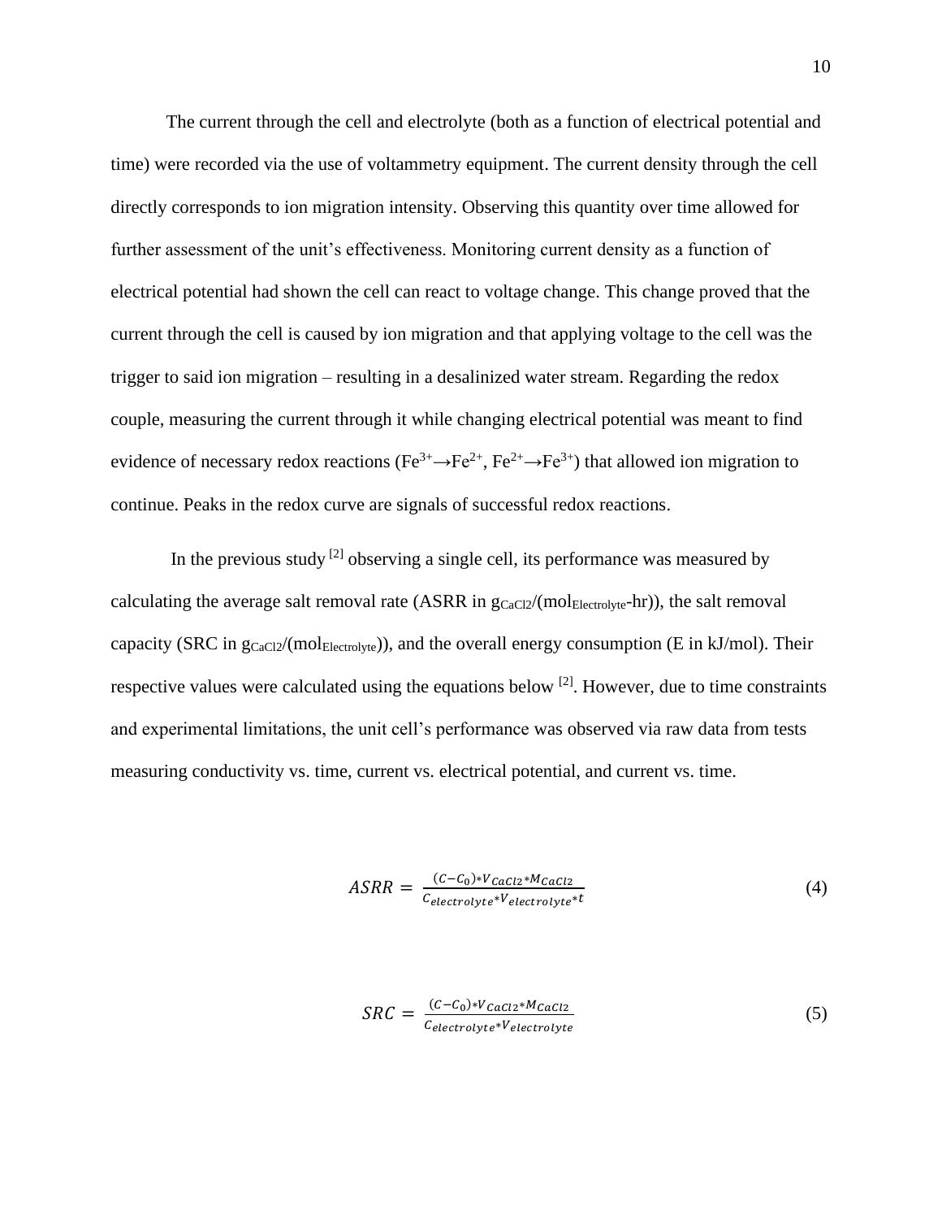The current through the cell and electrolyte (both as a function of electrical potential and time) were recorded via the use of voltammetry equipment. The current density through the cell directly corresponds to ion migration intensity. Observing this quantity over time allowed for further assessment of the unit's effectiveness. Monitoring current density as a function of electrical potential had shown the cell can react to voltage change. This change proved that the current through the cell is caused by ion migration and that applying voltage to the cell was the trigger to said ion migration – resulting in a desalinized water stream. Regarding the redox couple, measuring the current through it while changing electrical potential was meant to find evidence of necessary redox reactions ($Fe^{3+} \rightarrow Fe^{2+}$, $Fe^{2+} \rightarrow Fe^{3+}$) that allowed ion migration to continue. Peaks in the redox curve are signals of successful redox reactions.

In the previous study [2] observing a single cell, its performance was measured by calculating the average salt removal rate (ASRR in $g_{CaCl2}/(mol_{Electrolyte}\text{-hr})$), the salt removal capacity (SRC in $g_{CaCl2}/(mol_{Electrolyte})$), and the overall energy consumption (E in kJ/mol). Their respective values were calculated using the equations below [2]. However, due to time constraints and experimental limitations, the unit cell's performance was observed via raw data from tests measuring conductivity vs. time, current vs. electrical potential, and current vs. time.

$$ASRR = \frac{(C - C_0) * V_{CaCl2} * M_{CaCl2}}{C_{electrolyte} * V_{electrolyte} * t} \tag{4}$$

$$SRC = \frac{(C - C_0) * V_{CaCl2} * M_{CaCl2}}{C_{electrolyte} * V_{electrolyte}} \tag{5}$$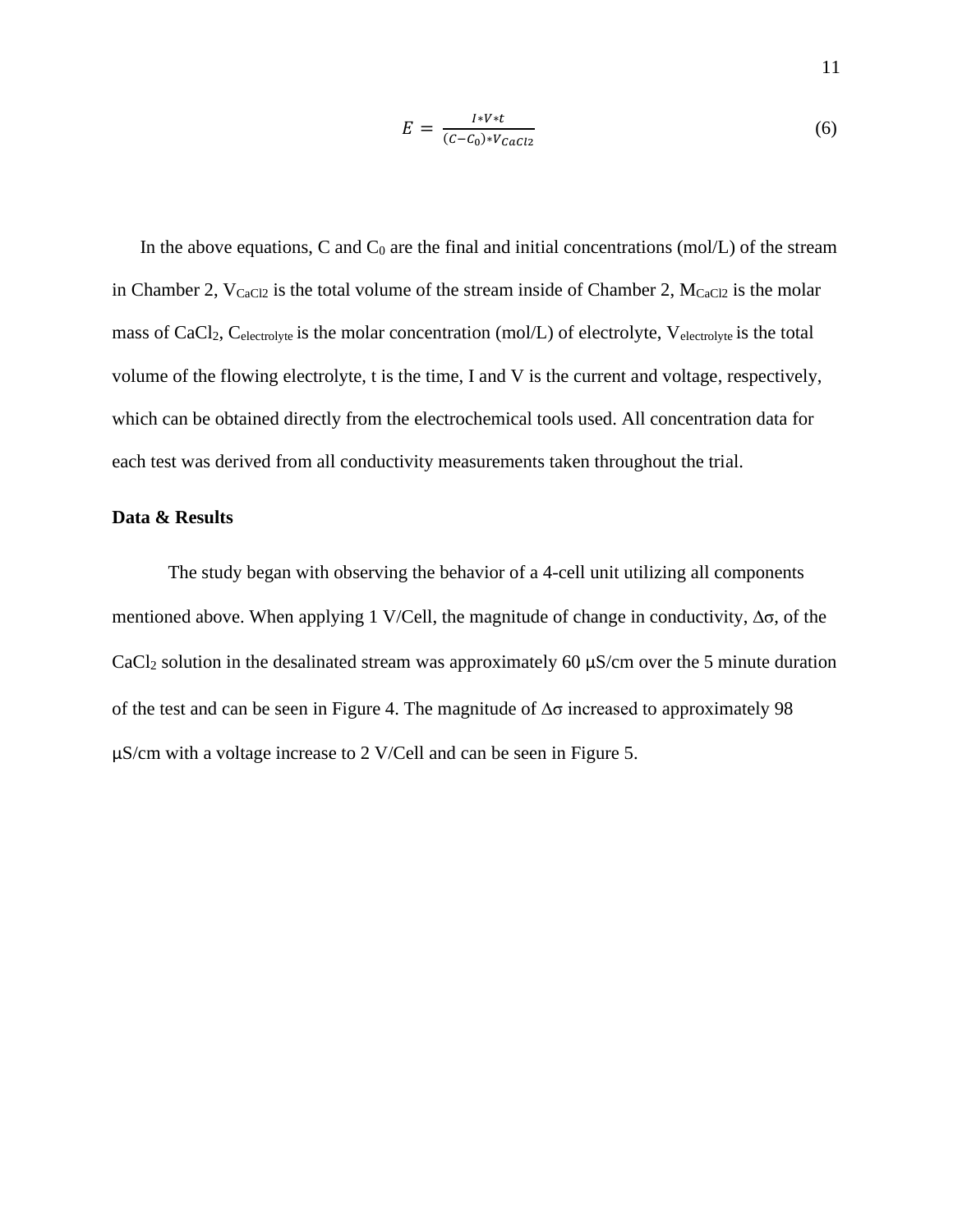$$E = \frac{I*V*t}{(C-C_0)*V_{CaCl2}} \tag{6}$$

In the above equations, C and $C_0$ are the final and initial concentrations (mol/L) of the stream in Chamber 2, $V_{CaCl2}$ is the total volume of the stream inside of Chamber 2, $M_{CaCl2}$ is the molar mass of $CaCl_2$, $C_{electrolyte}$ is the molar concentration (mol/L) of electrolyte, $V_{electrolyte}$ is the total volume of the flowing electrolyte, t is the time, I and V is the current and voltage, respectively, which can be obtained directly from the electrochemical tools used. All concentration data for each test was derived from all conductivity measurements taken throughout the trial.

**Data & Results**

The study began with observing the behavior of a 4-cell unit utilizing all components mentioned above. When applying 1 V/Cell, the magnitude of change in conductivity, $\Delta\sigma$, of the $CaCl_2$ solution in the desalinated stream was approximately 60 μS/cm over the 5 minute duration of the test and can be seen in Figure 4. The magnitude of $\Delta\sigma$ increased to approximately 98 μS/cm with a voltage increase to 2 V/Cell and can be seen in Figure 5.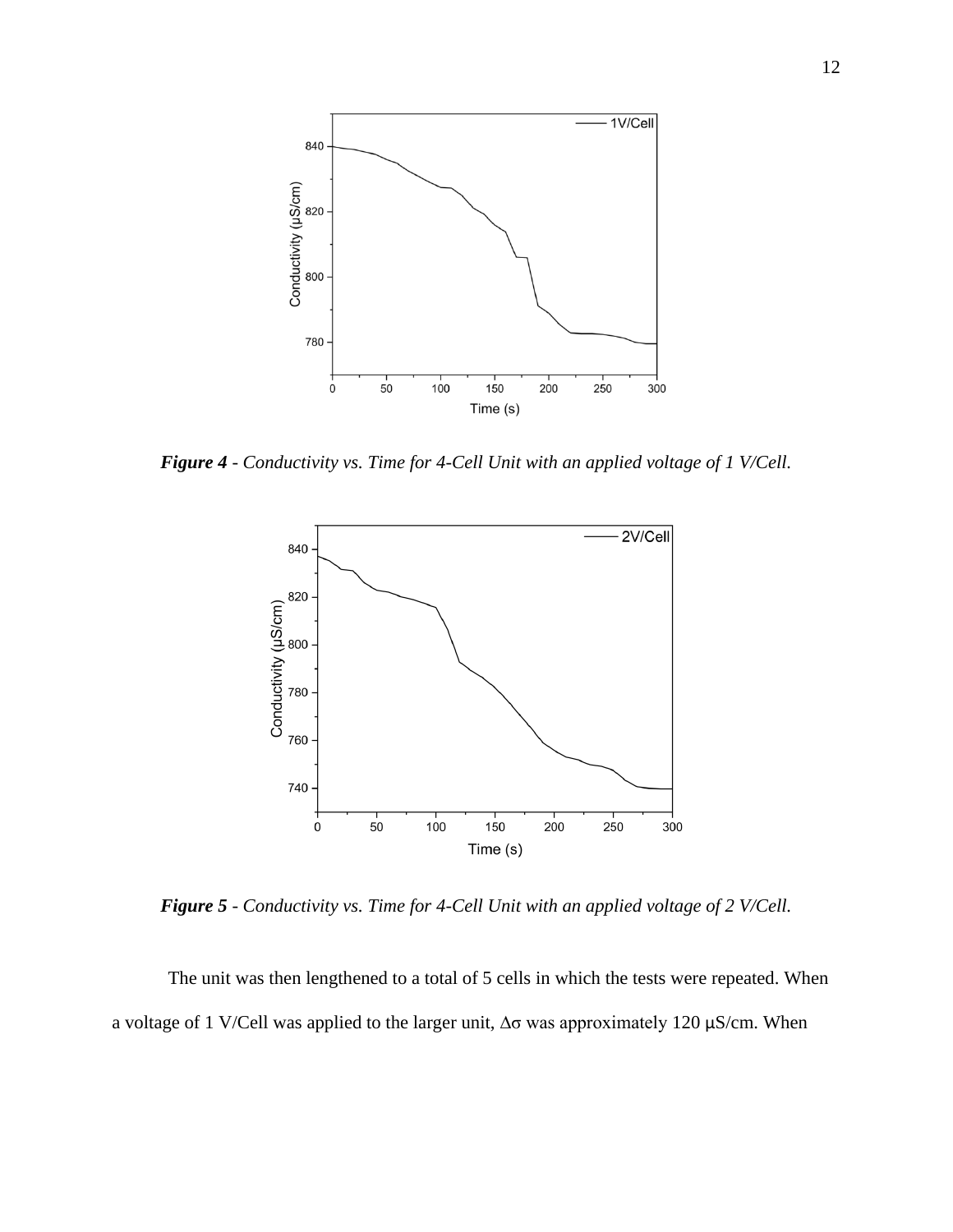***Figure 4*** *- Conductivity vs. Time for 4-Cell Unit with an applied voltage of 1 V/Cell.*

***Figure 5*** *- Conductivity vs. Time for 4-Cell Unit with an applied voltage of 2 V/Cell.*

The unit was then lengthened to a total of 5 cells in which the tests were repeated. When a voltage of 1 V/Cell was applied to the larger unit, $\Delta\sigma$ was approximately 120 μS/cm. When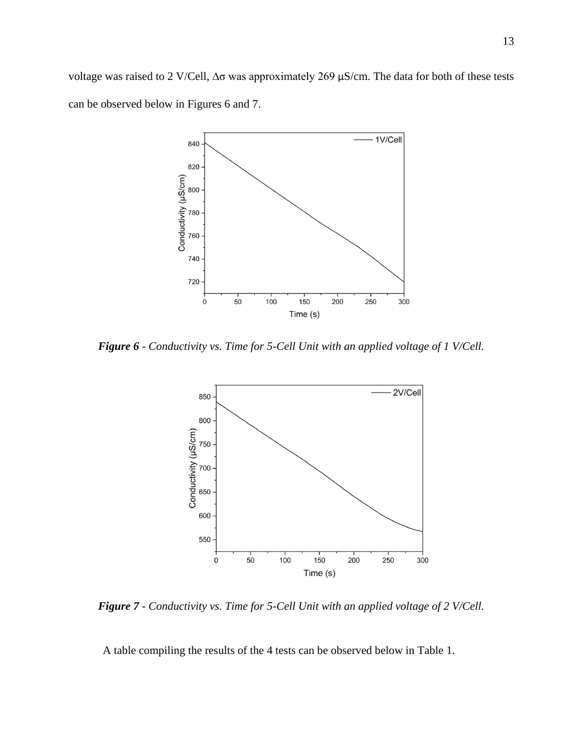voltage was raised to 2 V/Cell, $\Delta\sigma$ was approximately 269 μS/cm. The data for both of these tests can be observed below in Figures 6 and 7.

***Figure 6*** *- Conductivity vs. Time for 5-Cell Unit with an applied voltage of 1 V/Cell.*

***Figure 7*** *- Conductivity vs. Time for 5-Cell Unit with an applied voltage of 2 V/Cell.*

A table compiling the results of the 4 tests can be observed below in Table 1.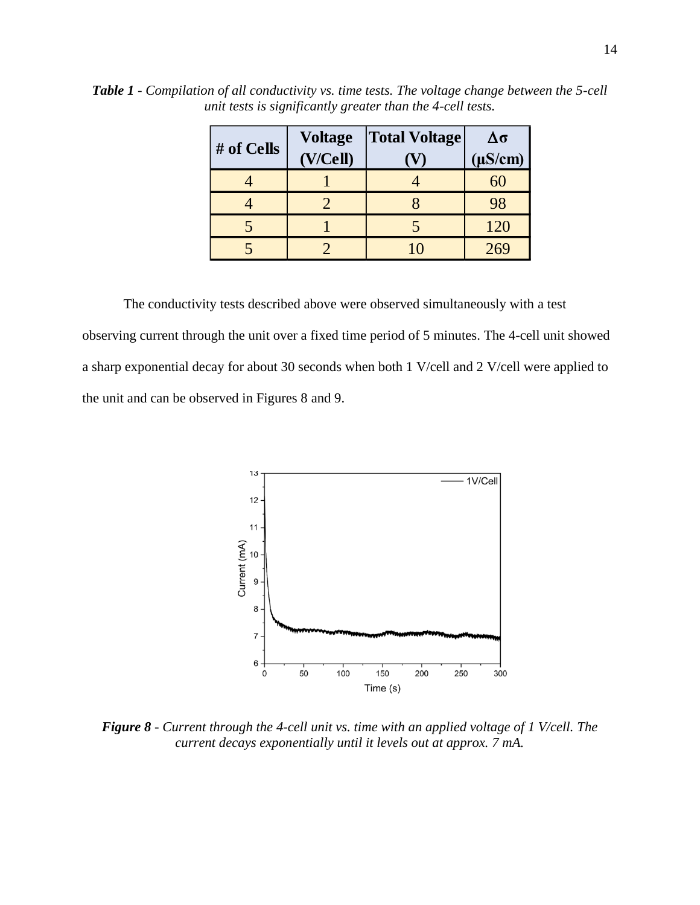***Table 1*** *- Compilation of all conductivity vs. time tests. The voltage change between the 5-cell unit tests is significantly greater than the 4-cell tests.*

| # of Cells | Voltage (V/Cell) | Total Voltage (V) | Δσ (μS/cm) |
|---|---|---|---|
| 4 | 1 | 4 | 60 |
| 4 | 2 | 8 | 98 |
| 5 | 1 | 5 | 120 |
| 5 | 2 | 10 | 269 |

The conductivity tests described above were observed simultaneously with a test observing current through the unit over a fixed time period of 5 minutes. The 4-cell unit showed a sharp exponential decay for about 30 seconds when both 1 V/cell and 2 V/cell were applied to the unit and can be observed in Figures 8 and 9.

***Figure 8*** *- Current through the 4-cell unit vs. time with an applied voltage of 1 V/cell. The current decays exponentially until it levels out at approx. 7 mA.*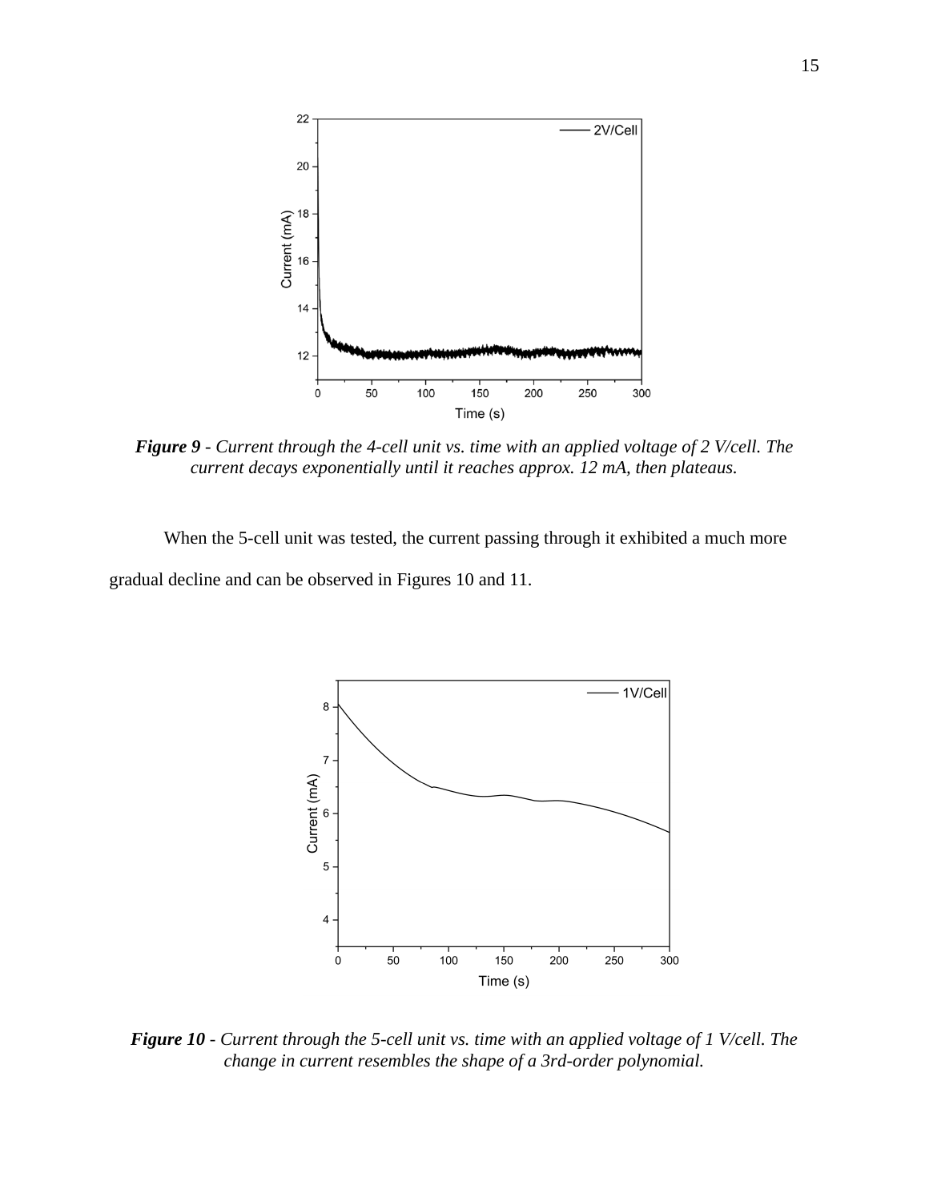***Figure 9*** *- Current through the 4-cell unit vs. time with an applied voltage of 2 V/cell. The current decays exponentially until it reaches approx. 12 mA, then plateaus.*

When the 5-cell unit was tested, the current passing through it exhibited a much more gradual decline and can be observed in Figures 10 and 11.

***Figure 10*** *- Current through the 5-cell unit vs. time with an applied voltage of 1 V/cell. The change in current resembles the shape of a 3rd-order polynomial.*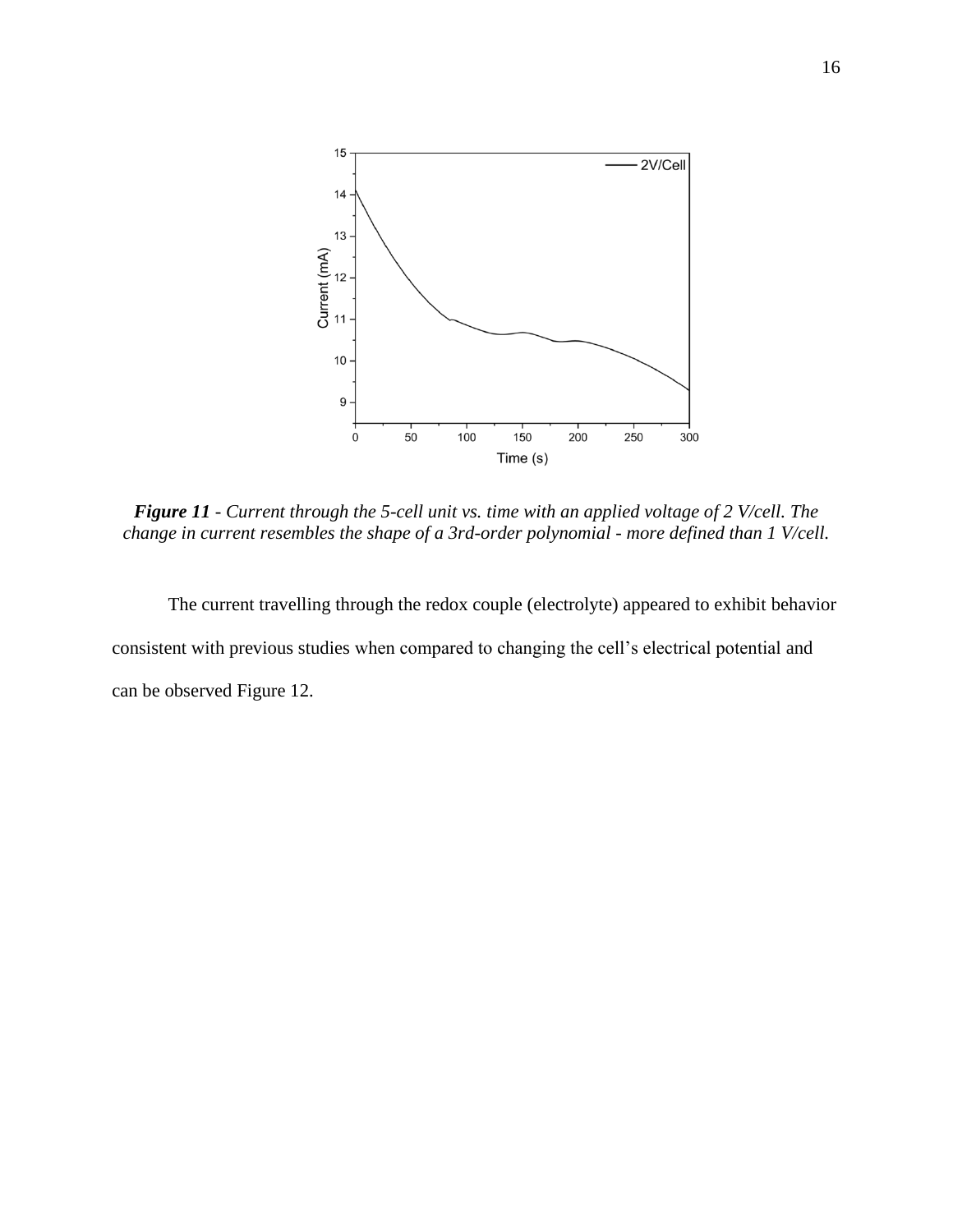***Figure 11*** *- Current through the 5-cell unit vs. time with an applied voltage of 2 V/cell. The change in current resembles the shape of a 3rd-order polynomial - more defined than 1 V/cell.*

The current travelling through the redox couple (electrolyte) appeared to exhibit behavior consistent with previous studies when compared to changing the cell's electrical potential and can be observed Figure 12.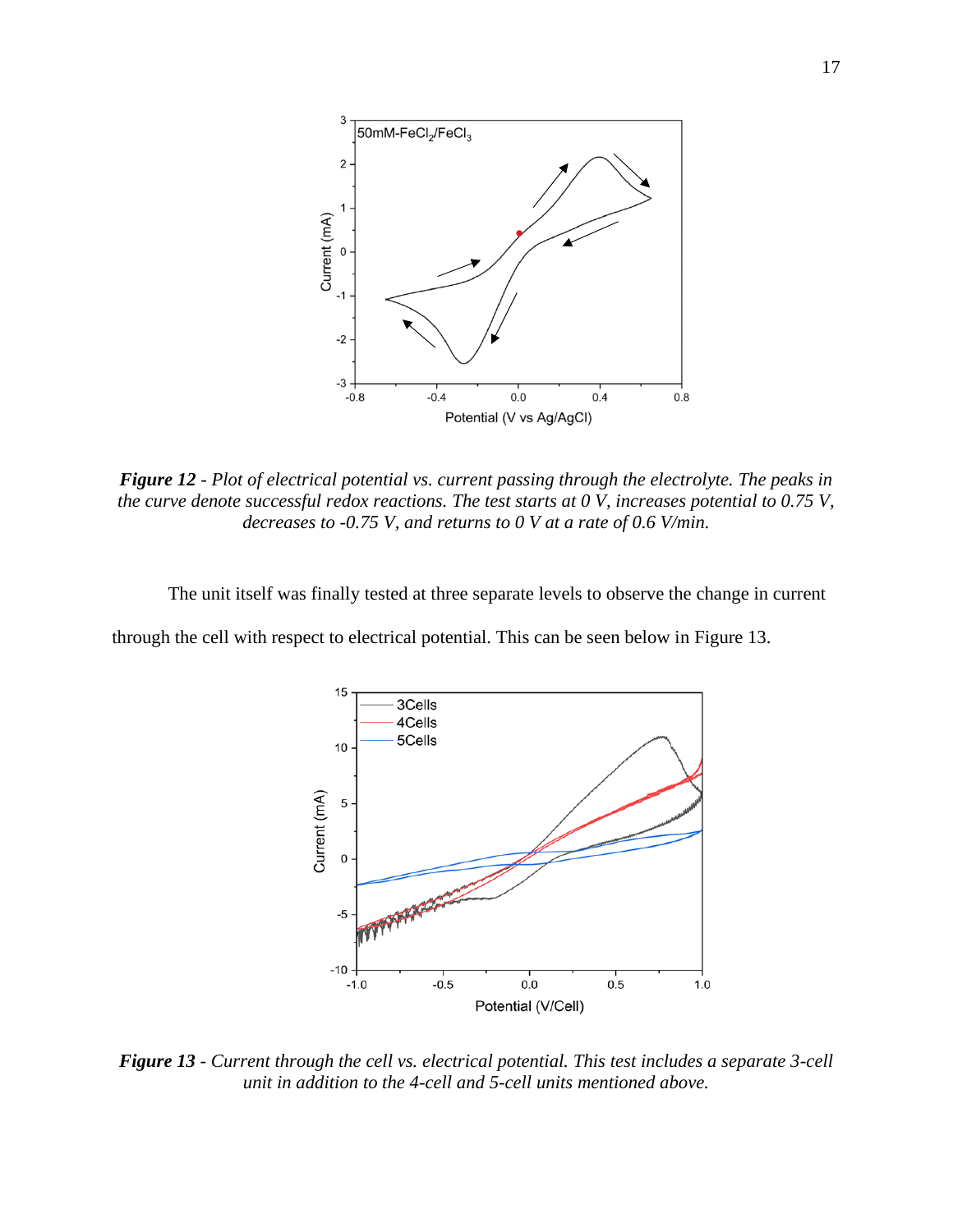***Figure 12*** *- Plot of electrical potential vs. current passing through the electrolyte. The peaks in the curve denote successful redox reactions. The test starts at 0 V, increases potential to 0.75 V, decreases to -0.75 V, and returns to 0 V at a rate of 0.6 V/min.*

The unit itself was finally tested at three separate levels to observe the change in current through the cell with respect to electrical potential. This can be seen below in Figure 13.

***Figure 13*** *- Current through the cell vs. electrical potential. This test includes a separate 3-cell unit in addition to the 4-cell and 5-cell units mentioned above.*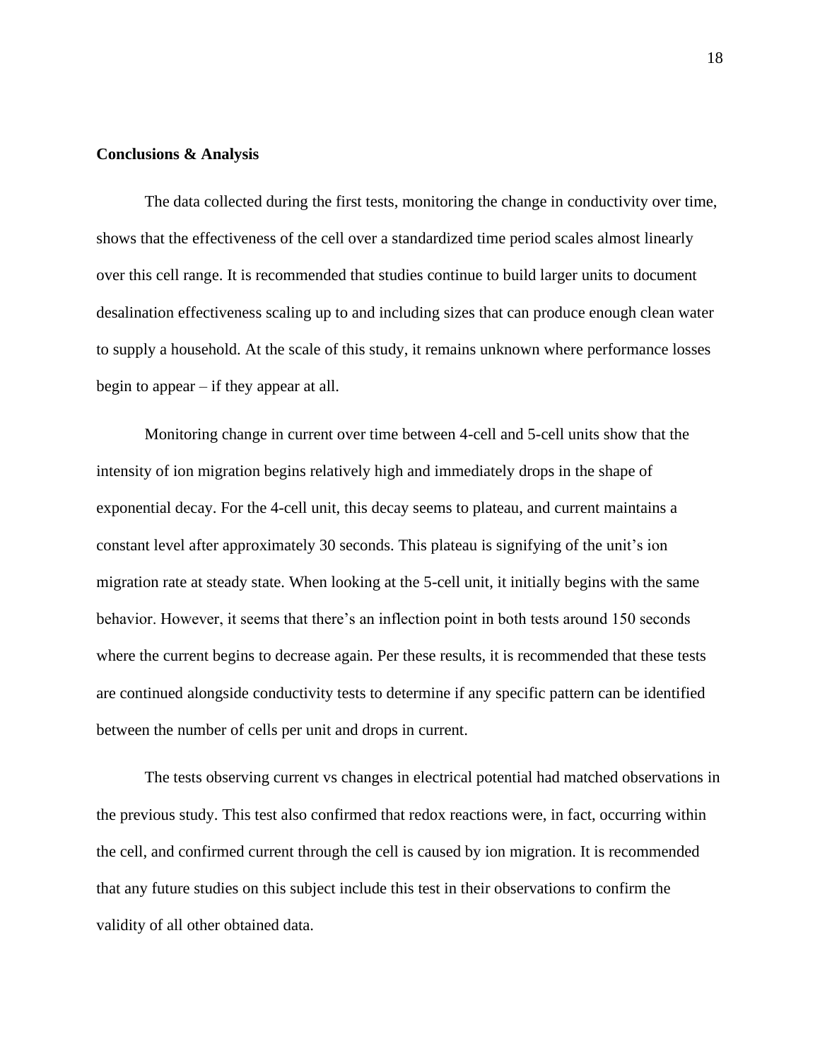**Conclusions & Analysis**

The data collected during the first tests, monitoring the change in conductivity over time, shows that the effectiveness of the cell over a standardized time period scales almost linearly over this cell range. It is recommended that studies continue to build larger units to document desalination effectiveness scaling up to and including sizes that can produce enough clean water to supply a household. At the scale of this study, it remains unknown where performance losses begin to appear – if they appear at all.

Monitoring change in current over time between 4-cell and 5-cell units show that the intensity of ion migration begins relatively high and immediately drops in the shape of exponential decay. For the 4-cell unit, this decay seems to plateau, and current maintains a constant level after approximately 30 seconds. This plateau is signifying of the unit's ion migration rate at steady state. When looking at the 5-cell unit, it initially begins with the same behavior. However, it seems that there's an inflection point in both tests around 150 seconds where the current begins to decrease again. Per these results, it is recommended that these tests are continued alongside conductivity tests to determine if any specific pattern can be identified between the number of cells per unit and drops in current.

The tests observing current vs changes in electrical potential had matched observations in the previous study. This test also confirmed that redox reactions were, in fact, occurring within the cell, and confirmed current through the cell is caused by ion migration. It is recommended that any future studies on this subject include this test in their observations to confirm the validity of all other obtained data.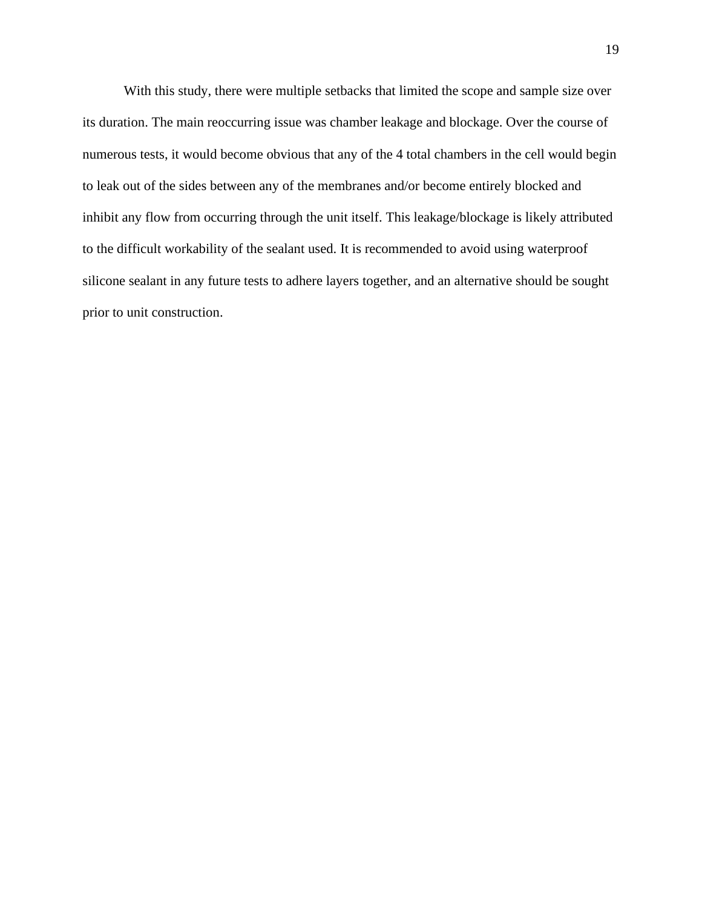With this study, there were multiple setbacks that limited the scope and sample size over its duration. The main reoccurring issue was chamber leakage and blockage. Over the course of numerous tests, it would become obvious that any of the 4 total chambers in the cell would begin to leak out of the sides between any of the membranes and/or become entirely blocked and inhibit any flow from occurring through the unit itself. This leakage/blockage is likely attributed to the difficult workability of the sealant used. It is recommended to avoid using waterproof silicone sealant in any future tests to adhere layers together, and an alternative should be sought prior to unit construction.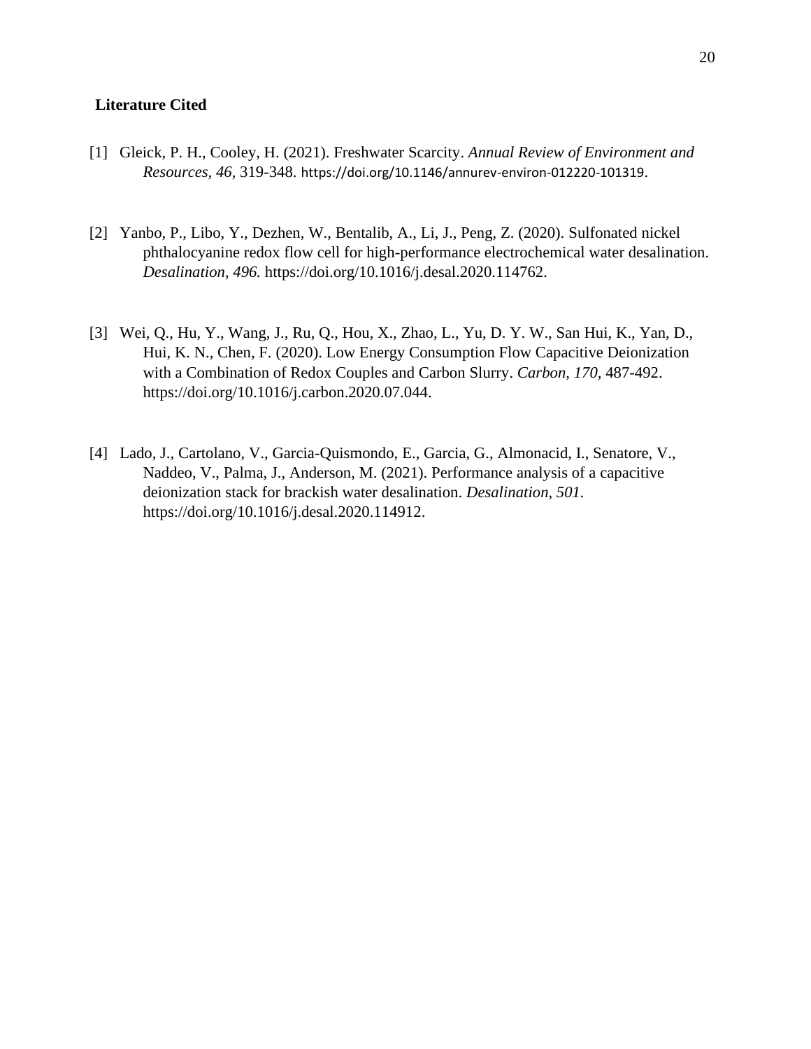**Literature Cited**

[1] Gleick, P. H., Cooley, H. (2021). Freshwater Scarcity. *Annual Review of Environment and Resources, 46*, 319-348. https://doi.org/10.1146/annurev-environ-012220-101319.

[2] Yanbo, P., Libo, Y., Dezhen, W., Bentalib, A., Li, J., Peng, Z. (2020). Sulfonated nickel phthalocyanine redox flow cell for high-performance electrochemical water desalination. *Desalination, 496.* https://doi.org/10.1016/j.desal.2020.114762.

[3] Wei, Q., Hu, Y., Wang, J., Ru, Q., Hou, X., Zhao, L., Yu, D. Y. W., San Hui, K., Yan, D., Hui, K. N., Chen, F. (2020). Low Energy Consumption Flow Capacitive Deionization with a Combination of Redox Couples and Carbon Slurry. *Carbon, 170,* 487-492. https://doi.org/10.1016/j.carbon.2020.07.044.

[4] Lado, J., Cartolano, V., Garcia-Quismondo, E., Garcia, G., Almonacid, I., Senatore, V., Naddeo, V., Palma, J., Anderson, M. (2021). Performance analysis of a capacitive deionization stack for brackish water desalination. *Desalination, 501.* https://doi.org/10.1016/j.desal.2020.114912.